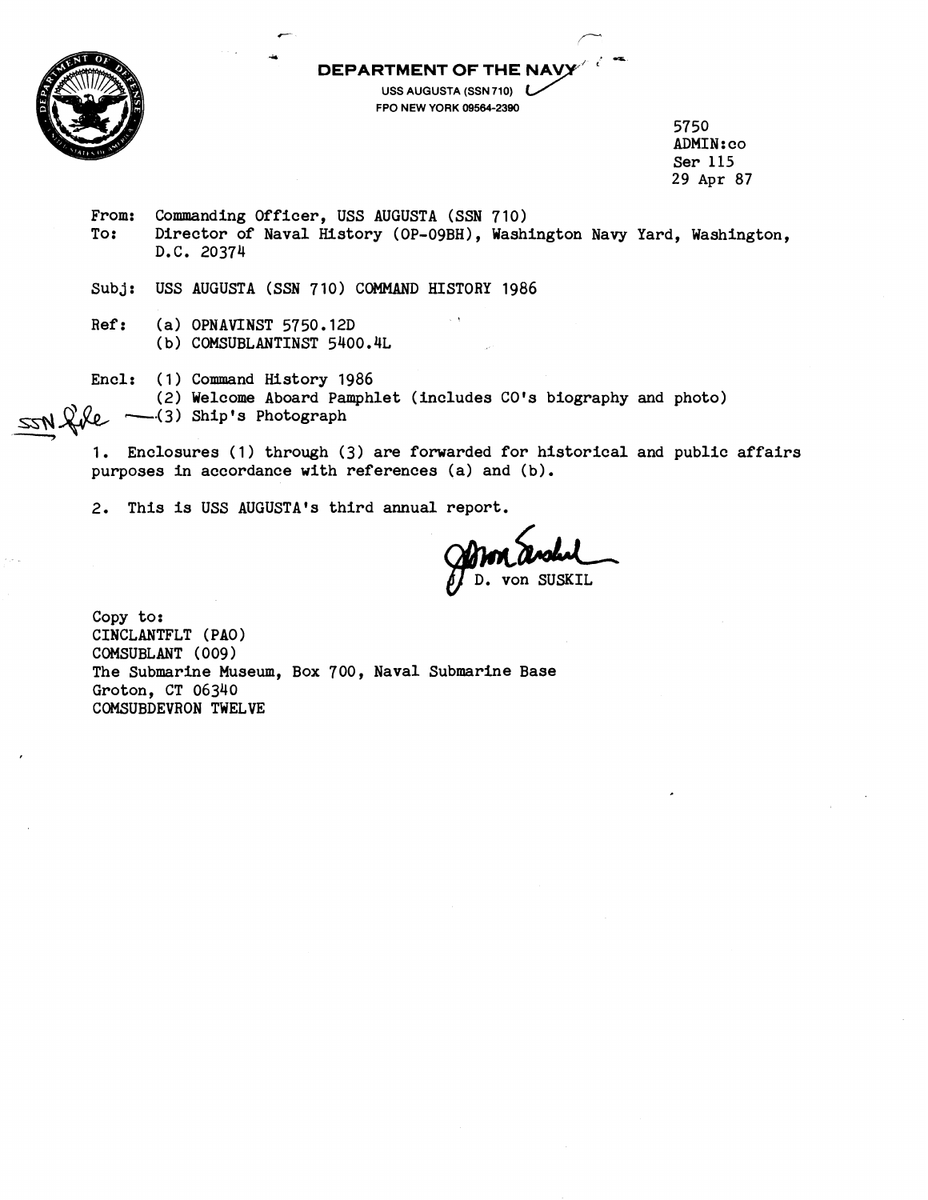# DEPARTMENT OF THE NAVY

USS AUGUSTA (SSN 710)
FPO NEW YORK 09564-2390

5750
ADMIN:co
Ser 115
29 Apr 87

From: Commanding Officer, USS AUGUSTA (SSN 710)
To: Director of Naval History (OP-09BH), Washington Navy Yard, Washington, D.C. 20374

Subj: USS AUGUSTA (SSN 710) COMMAND HISTORY 1986

Ref: (a) OPNAVINST 5750.12D
(b) COMSUBLANTINST 5400.4L

Encl: (1) Command History 1986
(2) Welcome Aboard Pamphlet (includes CO's biography and photo)
(3) Ship's Photograph

SSN file

1. Enclosures (1) through (3) are forwarded for historical and public affairs purposes in accordance with references (a) and (b).

2. This is USS AUGUSTA's third annual report.

J. D. von SUSKIL

Copy to:
CINCLANTFLT (PAO)
COMSUBLANT (009)
The Submarine Museum, Box 700, Naval Submarine Base
Groton, CT 06340
COMSUBDEVRON TWELVE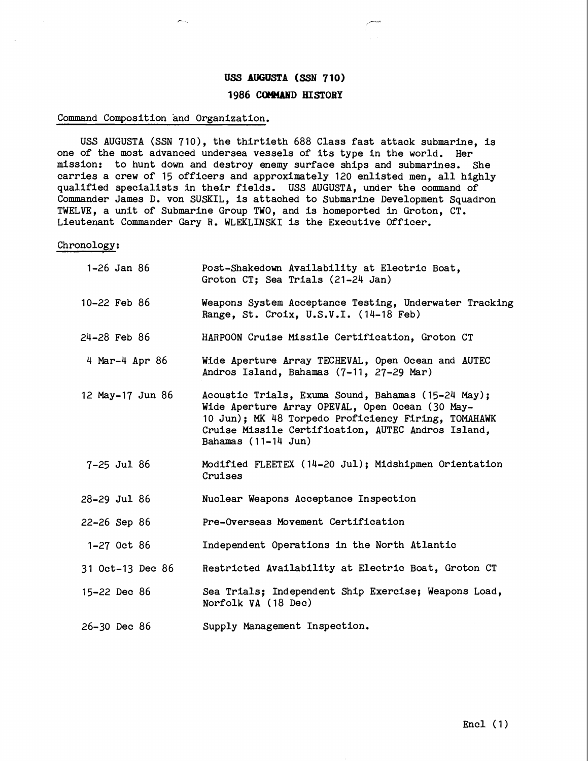# USS AUGUSTA (SSN 710)

## 1986 COMMAND HISTORY

Command Composition and Organization.

USS AUGUSTA (SSN 710), the thirtieth 688 Class fast attack submarine, is one of the most advanced undersea vessels of its type in the world. Her mission: to hunt down and destroy enemy surface ships and submarines. She carries a crew of 15 officers and approximately 120 enlisted men, all highly qualified specialists in their fields. USS AUGUSTA, under the command of Commander James D. von SUSKIL, is attached to Submarine Development Squadron TWELVE, a unit of Submarine Group TWO, and is homeported in Groton, CT. Lieutenant Commander Gary R. WLEKLINSKI is the Executive Officer.

Chronology:

| | |
|---|---|
| 1-26 Jan 86 | Post-Shakedown Availability at Electric Boat, Groton CT; Sea Trials (21-24 Jan) |
| 10-22 Feb 86 | Weapons System Acceptance Testing, Underwater Tracking Range, St. Croix, U.S.V.I. (14-18 Feb) |
| 24-28 Feb 86 | HARPOON Cruise Missile Certification, Groton CT |
| 4 Mar-4 Apr 86 | Wide Aperture Array TECHEVAL, Open Ocean and AUTEC Andros Island, Bahamas (7-11, 27-29 Mar) |
| 12 May-17 Jun 86 | Acoustic Trials, Exuma Sound, Bahamas (15-24 May); Wide Aperture Array OPEVAL, Open Ocean (30 May-10 Jun); MK 48 Torpedo Proficiency Firing, TOMAHAWK Cruise Missile Certification, AUTEC Andros Island, Bahamas (11-14 Jun) |
| 7-25 Jul 86 | Modified FLEETEX (14-20 Jul); Midshipmen Orientation Cruises |
| 28-29 Jul 86 | Nuclear Weapons Acceptance Inspection |
| 22-26 Sep 86 | Pre-Overseas Movement Certification |
| 1-27 Oct 86 | Independent Operations in the North Atlantic |
| 31 Oct-13 Dec 86 | Restricted Availability at Electric Boat, Groton CT |
| 15-22 Dec 86 | Sea Trials; Independent Ship Exercise; Weapons Load, Norfolk VA (18 Dec) |
| 26-30 Dec 86 | Supply Management Inspection. |

Encl (1)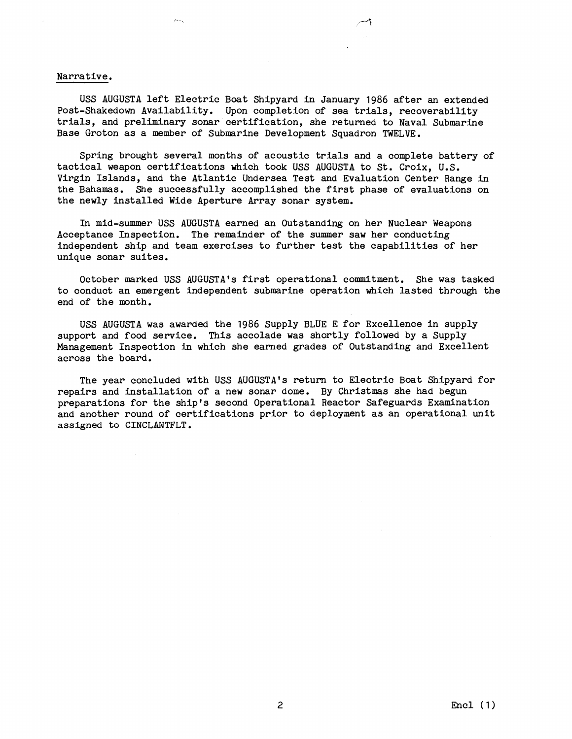Narrative.

USS AUGUSTA left Electric Boat Shipyard in January 1986 after an extended Post-Shakedown Availability. Upon completion of sea trials, recoverability trials, and preliminary sonar certification, she returned to Naval Submarine Base Groton as a member of Submarine Development Squadron TWELVE.

Spring brought several months of acoustic trials and a complete battery of tactical weapon certifications which took USS AUGUSTA to St. Croix, U.S. Virgin Islands, and the Atlantic Undersea Test and Evaluation Center Range in the Bahamas. She successfully accomplished the first phase of evaluations on the newly installed Wide Aperture Array sonar system.

In mid-summer USS AUGUSTA earned an Outstanding on her Nuclear Weapons Acceptance Inspection. The remainder of the summer saw her conducting independent ship and team exercises to further test the capabilities of her unique sonar suites.

October marked USS AUGUSTA's first operational commitment. She was tasked to conduct an emergent independent submarine operation which lasted through the end of the month.

USS AUGUSTA was awarded the 1986 Supply BLUE E for Excellence in supply support and food service. This accolade was shortly followed by a Supply Management Inspection in which she earned grades of Outstanding and Excellent across the board.

The year concluded with USS AUGUSTA's return to Electric Boat Shipyard for repairs and installation of a new sonar dome. By Christmas she had begun preparations for the ship's second Operational Reactor Safeguards Examination and another round of certifications prior to deployment as an operational unit assigned to CINCLANTFLT.

Encl (1)